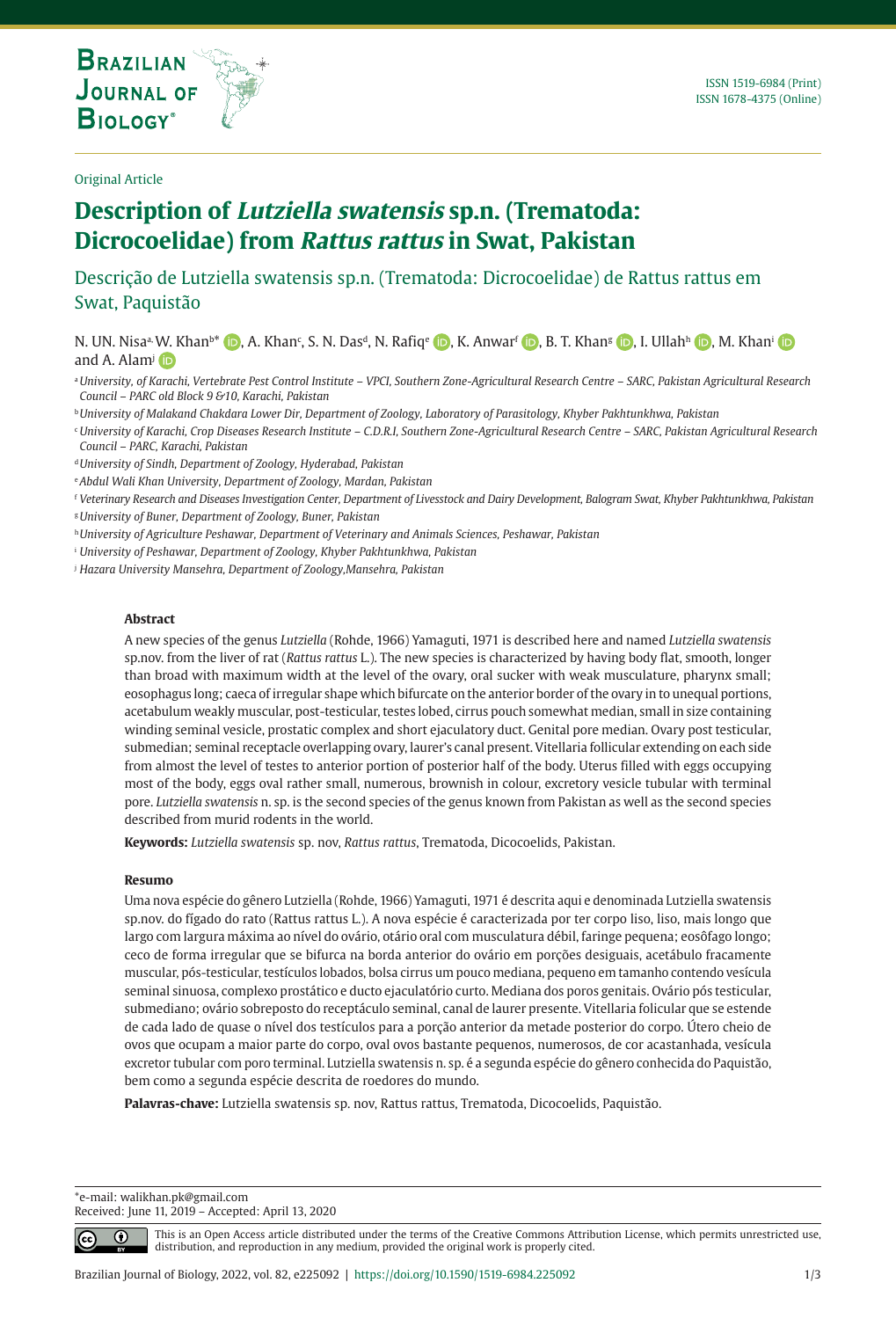Original Article

# Description of *Lutziella swatensis* sp.n. (Trematoda: Dicrocoelidae) from *Rattus rattus* in Swat, Pakistan

Descrição de Lutziella swatensis sp.n. (Trematoda: Dicrocoelidae) de Rattus rattus em Swat, Paquistão

N. UN. Nisa[a], W. Khan[b*], A. Khan[c], S. N. Das[d], N. Rafiq[e], K. Anwar[f], B. T. Khan[g], I. Ullah[h], M. Khan[i] and A. Alam[j]

[a] *University, of Karachi, Vertebrate Pest Control Institute – VPCI, Southern Zone-Agricultural Research Centre – SARC, Pakistan Agricultural Research Council – PARC old Block 9 &10, Karachi, Pakistan*

[b] *University of Malakand Chakdara Lower Dir, Department of Zoology, Laboratory of Parasitology, Khyber Pakhtunkhwa, Pakistan*

[c] *University of Karachi, Crop Diseases Research Institute – C.D.R.I, Southern Zone-Agricultural Research Centre – SARC, Pakistan Agricultural Research Council – PARC, Karachi, Pakistan*

[d] *University of Sindh, Department of Zoology, Hyderabad, Pakistan*

[e] *Abdul Wali Khan University, Department of Zoology, Mardan, Pakistan*

[f] *Veterinary Research and Diseases Investigation Center, Department of Livesstock and Dairy Development, Balogram Swat, Khyber Pakhtunkhwa, Pakistan*

[g] *University of Buner, Department of Zoology, Buner, Pakistan*

[h] *University of Agriculture Peshawar, Department of Veterinary and Animals Sciences, Peshawar, Pakistan*

[i] *University of Peshawar, Department of Zoology, Khyber Pakhtunkhwa, Pakistan*

[j] *Hazara University Mansehra, Department of Zoology,Mansehra, Pakistan*

### Abstract

A new species of the genus *Lutziella* (Rohde, 1966) Yamaguti, 1971 is described here and named *Lutziella swatensis* sp.nov. from the liver of rat (*Rattus rattus* L.). The new species is characterized by having body flat, smooth, longer than broad with maximum width at the level of the ovary, oral sucker with weak musculature, pharynx small; eosophagus long; caeca of irregular shape which bifurcate on the anterior border of the ovary in to unequal portions, acetabulum weakly muscular, post-testicular, testes lobed, cirrus pouch somewhat median, small in size containing winding seminal vesicle, prostatic complex and short ejaculatory duct. Genital pore median. Ovary post testicular, submedian; seminal receptacle overlapping ovary, laurer's canal present. Vitellaria follicular extending on each side from almost the level of testes to anterior portion of posterior half of the body. Uterus filled with eggs occupying most of the body, eggs oval rather small, numerous, brownish in colour, excretory vesicle tubular with terminal pore. *Lutziella swatensis* n. sp. is the second species of the genus known from Pakistan as well as the second species described from murid rodents in the world.

**Keywords:** *Lutziella swatensis* sp. nov, *Rattus rattus*, Trematoda, Dicocoelids, Pakistan.

### Resumo

Uma nova espécie do gênero Lutziella (Rohde, 1966) Yamaguti, 1971 é descrita aqui e denominada Lutziella swatensis sp.nov. do fígado do rato (Rattus rattus L.). A nova espécie é caracterizada por ter corpo liso, liso, mais longo que largo com largura máxima ao nível do ovário, otário oral com musculatura débil, faringe pequena; eosôfago longo; ceco de forma irregular que se bifurca na borda anterior do ovário em porções desiguais, acetábulo fracamente muscular, pós-testicular, testículos lobados, bolsa cirrus um pouco mediana, pequeno em tamanho contendo vesícula seminal sinuosa, complexo prostático e ducto ejaculatório curto. Mediana dos poros genitais. Ovário pós testicular, submediano; ovário sobreposto do receptáculo seminal, canal de laurer presente. Vitellaria folicular que se estende de cada lado de quase o nível dos testículos para a porção anterior da metade posterior do corpo. Útero cheio de ovos que ocupam a maior parte do corpo, oval ovos bastante pequenos, numerosos, de cor acastanhada, vesícula excretor tubular com poro terminal. Lutziella swatensis n. sp. é a segunda espécie do gênero conhecida do Paquistão, bem como a segunda espécie descrita de roedores do mundo.

**Palavras-chave:** Lutziella swatensis sp. nov, Rattus rattus, Trematoda, Dicocoelids, Paquistão.

*e-mail: walikhan.pk@gmail.com
Received: June 11, 2019 – Accepted: April 13, 2020

This is an Open Access article distributed under the terms of the Creative Commons Attribution License, which permits unrestricted use, distribution, and reproduction in any medium, provided the original work is properly cited.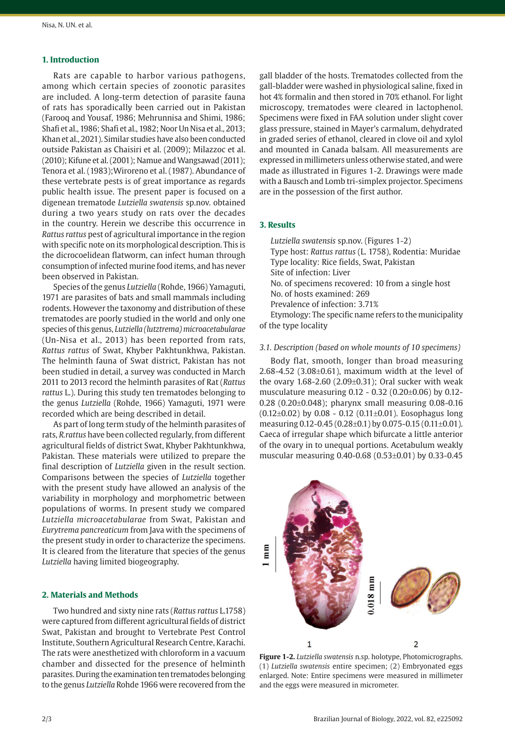## 1. Introduction

Rats are capable to harbor various pathogens, among which certain species of zoonotic parasites are included. A long-term detection of parasite fauna of rats has sporadically been carried out in Pakistan (Farooq and Yousaf, 1986; Mehrunnisa and Shimi, 1986; Shafi et al., 1986; Shafi et al., 1982; Noor Un Nisa et al., 2013; Khan et al., 2021). Similar studies have also been conducted outside Pakistan as Chaisiri et al. (2009); Milazzoc et al. (2010); Kifune et al. (2001); Namue and Wangsawad (2011); Tenora et al. (1983);Wiroreno et al. (1987). Abundance of these vertebrate pests is of great importance as regards public health issue. The present paper is focused on a digenean trematode *Lutziella swatensis* sp.nov. obtained during a two years study on rats over the decades in the country. Herein we describe this occurrence in *Rattus rattus* pest of agricultural importance in the region with specific note on its morphological description. This is the dicrocoelidean flatworm, can infect human through consumption of infected murine food items, and has never been observed in Pakistan.

Species of the genus *Lutziella* (Rohde, 1966) Yamaguti, 1971 are parasites of bats and small mammals including rodents. However the taxonomy and distribution of these trematodes are poorly studied in the world and only one species of this genus, *Lutziella (lutztrema) microacetabularae* (Un-Nisa et al., 2013) has been reported from rats, *Rattus rattus* of Swat, Khyber Pakhtunkhwa, Pakistan. The helminth fauna of Swat district, Pakistan has not been studied in detail, a survey was conducted in March 2011 to 2013 record the helminth parasites of Rat (*Rattus rattus* L.). During this study ten trematodes belonging to the genus *Lutziella* (Rohde, 1966) Yamaguti, 1971 were recorded which are being described in detail.

As part of long term study of the helminth parasites of rats, *R.rattus* have been collected regularly, from different agricultural fields of district Swat, Khyber Pakhtunkhwa, Pakistan. These materials were utilized to prepare the final description of *Lutziella* given in the result section. Comparisons between the species of *Lutziella* together with the present study have allowed an analysis of the variability in morphology and morphometric between populations of worms. In present study we compared *Lutziella microacetabularae* from Swat, Pakistan and *Eurytrema pancreaticum* from Java with the specimens of the present study in order to characterize the specimens. It is cleared from the literature that species of the genus *Lutziella* having limited biogeography.

## 2. Materials and Methods

Two hundred and sixty nine rats (*Rattus rattus* L.1758) were captured from different agricultural fields of district Swat, Pakistan and brought to Vertebrate Pest Control Institute, Southern Agricultural Research Centre, Karachi. The rats were anesthetized with chloroform in a vacuum chamber and dissected for the presence of helminth parasites. During the examination ten trematodes belonging to the genus *Lutziella* Rohde 1966 were recovered from the gall bladder of the hosts. Trematodes collected from the gall-bladder were washed in physiological saline, fixed in hot 4% formalin and then stored in 70% ethanol. For light microscopy, trematodes were cleared in lactophenol. Specimens were fixed in FAA solution under slight cover glass pressure, stained in Mayer's carmalum, dehydrated in graded series of ethanol, cleared in clove oil and xylol and mounted in Canada balsam. All measurements are expressed in millimeters unless otherwise stated, and were made as illustrated in Figures 1-2. Drawings were made with a Bausch and Lomb tri-simplex projector. Specimens are in the possession of the first author.

## 3. Results

*Lutziella swatensis* sp.nov. (Figures 1-2)
Type host: *Rattus rattus* (L. 1758), Rodentia: Muridae
Type locality: Rice fields, Swat, Pakistan
Site of infection: Liver
No. of specimens recovered: 10 from a single host
No. of hosts examined: 269
Prevalence of infection: 3.71%
Etymology: The specific name refers to the municipality of the type locality

### 3.1. Description (based on whole mounts of 10 specimens)

Body flat, smooth, longer than broad measuring 2.68-4.52 (3.08±0.61), maximum width at the level of the ovary 1.68-2.60 (2.09±0.31); Oral sucker with weak musculature measuring 0.12 - 0.32 (0.20±0.06) by 0.12-0.28 (0.20±0.048); pharynx small measuring 0.08-0.16 (0.12±0.02) by 0.08 - 0.12 (0.11±0.01). Eosophagus long measuring 0.12-0.45 (0.28±0.1) by 0.075-0.15 (0.11±0.01). Caeca of irregular shape which bifurcate a little anterior of the ovary in to unequal portions. Acetabulum weakly muscular measuring 0.40-0.68 (0.53±0.01) by 0.33-0.45

**Figure 1-2.** *Lutziella swatensis* n.sp. holotype, Photomicrographs. (1) *Lutziella swatensis* entire specimen; (2) Embryonated eggs enlarged. Note: Entire specimens were measured in millimeter and the eggs were measured in micrometer.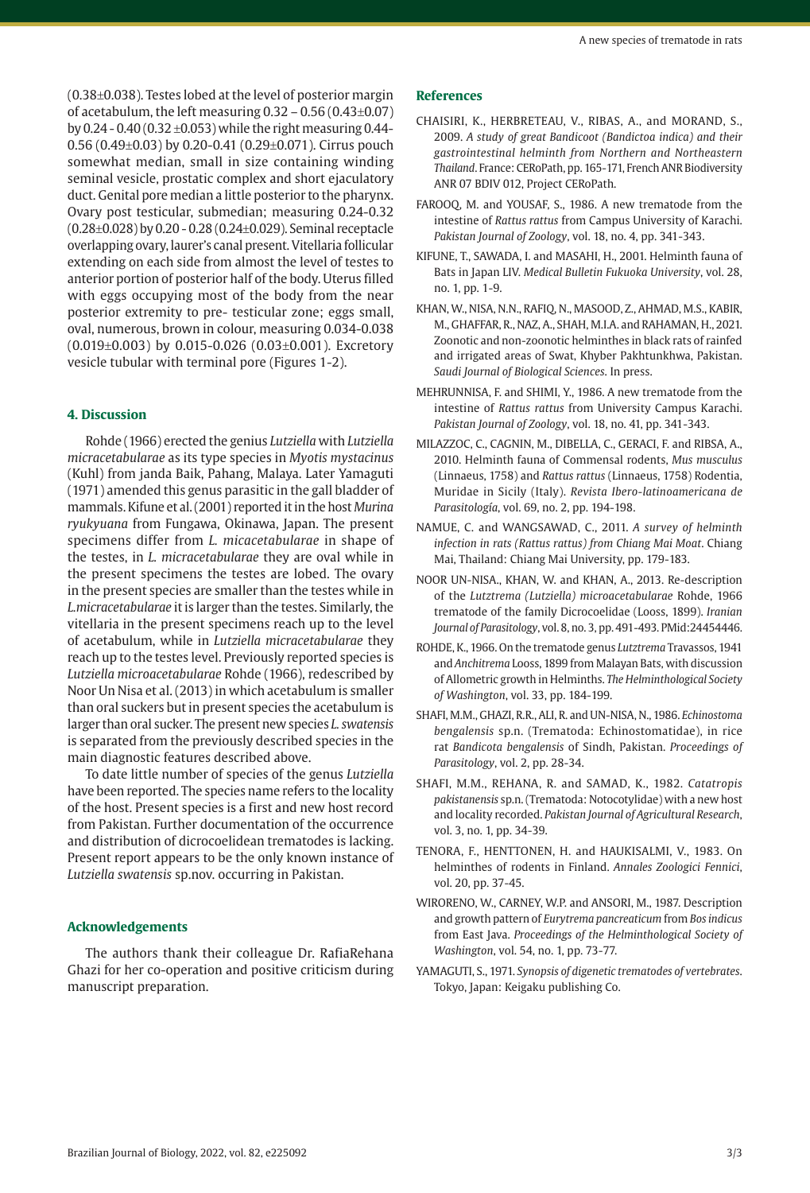(0.38±0.038). Testes lobed at the level of posterior margin of acetabulum, the left measuring 0.32 – 0.56 (0.43±0.07) by 0.24 - 0.40 (0.32 ±0.053) while the right measuring 0.44-0.56 (0.49±0.03) by 0.20-0.41 (0.29±0.071). Cirrus pouch somewhat median, small in size containing winding seminal vesicle, prostatic complex and short ejaculatory duct. Genital pore median a little posterior to the pharynx. Ovary post testicular, submedian; measuring 0.24-0.32 (0.28±0.028) by 0.20 - 0.28 (0.24±0.029). Seminal receptacle overlapping ovary, laurer's canal present. Vitellaria follicular extending on each side from almost the level of testes to anterior portion of posterior half of the body. Uterus filled with eggs occupying most of the body from the near posterior extremity to pre- testicular zone; eggs small, oval, numerous, brown in colour, measuring 0.034-0.038 (0.019±0.003) by 0.015-0.026 (0.03±0.001). Excretory vesicle tubular with terminal pore (Figures 1-2).

## 4. Discussion

Rohde (1966) erected the genius *Lutziella* with *Lutziella micracetabularae* as its type species in *Myotis mystacinus* (Kuhl) from janda Baik, Pahang, Malaya. Later Yamaguti (1971) amended this genus parasitic in the gall bladder of mammals. Kifune et al. (2001) reported it in the host *Murina ryukyuana* from Fungawa, Okinawa, Japan. The present specimens differ from *L. micacetabularae* in shape of the testes, in *L. micracetabularae* they are oval while in the present specimens the testes are lobed. The ovary in the present species are smaller than the testes while in *L.micracetabularae* it is larger than the testes. Similarly, the vitellaria in the present specimens reach up to the level of acetabulum, while in *Lutziella micracetabularae* they reach up to the testes level. Previously reported species is *Lutziella microacetabularae* Rohde (1966), redescribed by Noor Un Nisa et al. (2013) in which acetabulum is smaller than oral suckers but in present species the acetabulum is larger than oral sucker. The present new species *L. swatensis* is separated from the previously described species in the main diagnostic features described above.

To date little number of species of the genus *Lutziella* have been reported. The species name refers to the locality of the host. Present species is a first and new host record from Pakistan. Further documentation of the occurrence and distribution of dicrocoelidean trematodes is lacking. Present report appears to be the only known instance of *Lutziella swatensis* sp.nov. occurring in Pakistan.

## Acknowledgements

The authors thank their colleague Dr. RafiaRehana Ghazi for her co-operation and positive criticism during manuscript preparation.

## References

CHAISIRI, K., HERBRETEAU, V., RIBAS, A., and MORAND, S., 2009. *A study of great Bandicoot (Bandictoa indica) and their gastrointestinal helminth from Northern and Northeastern Thailand*. France: CERoPath, pp. 165-171, French ANR Biodiversity ANR 07 BDIV 012, Project CERoPath.

FAROOQ, M. and YOUSAF, S., 1986. A new trematode from the intestine of *Rattus rattus* from Campus University of Karachi. *Pakistan Journal of Zoology*, vol. 18, no. 4, pp. 341-343.

KIFUNE, T., SAWADA, I. and MASAHI, H., 2001. Helminth fauna of Bats in Japan LIV. *Medical Bulletin Fukuoka University*, vol. 28, no. 1, pp. 1-9.

KHAN, W., NISA, N.N., RAFIQ, N., MASOOD, Z., AHMAD, M.S., KABIR, M., GHAFFAR, R., NAZ, A., SHAH, M.I.A. and RAHAMAN, H., 2021. Zoonotic and non-zoonotic helminthes in black rats of rainfed and irrigated areas of Swat, Khyber Pakhtunkhwa, Pakistan. *Saudi Journal of Biological Sciences*. In press.

MEHRUNNISA, F. and SHIMI, Y., 1986. A new trematode from the intestine of *Rattus rattus* from University Campus Karachi. *Pakistan Journal of Zoology*, vol. 18, no. 41, pp. 341-343.

MILAZZOC, C., CAGNIN, M., DIBELLA, C., GERACI, F. and RIBSA, A., 2010. Helminth fauna of Commensal rodents, *Mus musculus* (Linnaeus, 1758) and *Rattus rattus* (Linnaeus, 1758) Rodentia, Muridae in Sicily (Italy). *Revista Ibero-latinoamericana de Parasitología*, vol. 69, no. 2, pp. 194-198.

NAMUE, C. and WANGSAWAD, C., 2011. *A survey of helminth infection in rats (Rattus rattus) from Chiang Mai Moat*. Chiang Mai, Thailand: Chiang Mai University, pp. 179-183.

NOOR UN-NISA., KHAN, W. and KHAN, A., 2013. Re-description of the *Lutztrema (Lutziella) microacetabularae* Rohde, 1966 trematode of the family Dicrocoelidae (Looss, 1899). *Iranian Journal of Parasitology*, vol. 8, no. 3, pp. 491-493. PMid:24454446.

ROHDE, K., 1966. On the trematode genus *Lutztrema* Travassos, 1941 and *Anchitrema* Looss, 1899 from Malayan Bats, with discussion of Allometric growth in Helminths. *The Helminthological Society of Washington*, vol. 33, pp. 184-199.

SHAFI, M.M., GHAZI, R.R., ALI, R. and UN-NISA, N., 1986. *Echinostoma bengalensis* sp.n. (Trematoda: Echinostomatidae), in rice rat *Bandicota bengalensis* of Sindh, Pakistan. *Proceedings of Parasitology*, vol. 2, pp. 28-34.

SHAFI, M.M., REHANA, R. and SAMAD, K., 1982. *Catatropis pakistanensis* sp.n. (Trematoda: Notocotylidae) with a new host and locality recorded. *Pakistan Journal of Agricultural Research*, vol. 3, no. 1, pp. 34-39.

TENORA, F., HENTTONEN, H. and HAUKISALMI, V., 1983. On helminthes of rodents in Finland. *Annales Zoologici Fennici*, vol. 20, pp. 37-45.

WIRORENO, W., CARNEY, W.P. and ANSORI, M., 1987. Description and growth pattern of *Eurytrema pancreaticum* from *Bos indicus* from East Java. *Proceedings of the Helminthological Society of Washington*, vol. 54, no. 1, pp. 73-77.

YAMAGUTI, S., 1971. *Synopsis of digenetic trematodes of vertebrates*. Tokyo, Japan: Keigaku publishing Co.